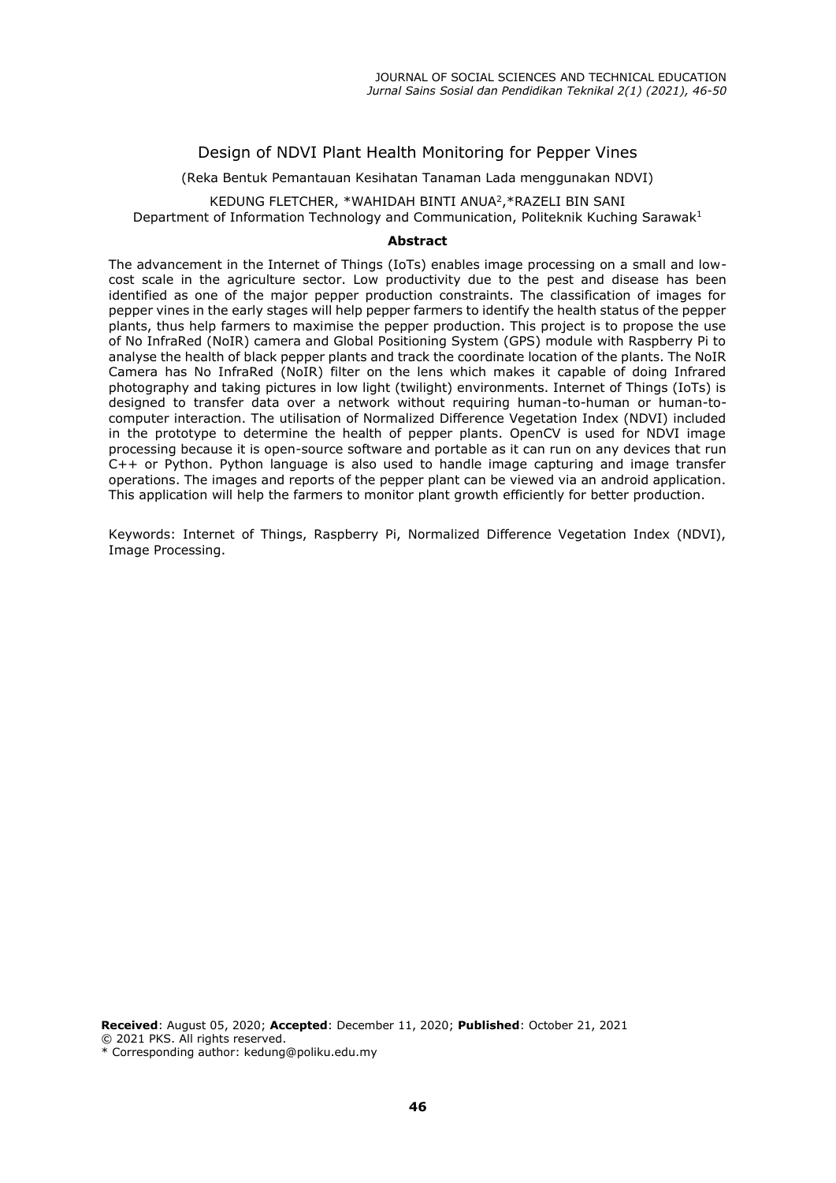# Design of NDVI Plant Health Monitoring for Pepper Vines

(Reka Bentuk Pemantauan Kesihatan Tanaman Lada menggunakan NDVI)

KEDUNG FLETCHER, *WAHIDAH BINTI ANUA[2],*RAZELI BIN SANI
Department of Information Technology and Communication, Politeknik Kuching Sarawak[1]

**Abstract**

The advancement in the Internet of Things (IoTs) enables image processing on a small and low-cost scale in the agriculture sector. Low productivity due to the pest and disease has been identified as one of the major pepper production constraints. The classification of images for pepper vines in the early stages will help pepper farmers to identify the health status of the pepper plants, thus help farmers to maximise the pepper production. This project is to propose the use of No InfraRed (NoIR) camera and Global Positioning System (GPS) module with Raspberry Pi to analyse the health of black pepper plants and track the coordinate location of the plants. The NoIR Camera has No InfraRed (NoIR) filter on the lens which makes it capable of doing Infrared photography and taking pictures in low light (twilight) environments. Internet of Things (IoTs) is designed to transfer data over a network without requiring human-to-human or human-to-computer interaction. The utilisation of Normalized Difference Vegetation Index (NDVI) included in the prototype to determine the health of pepper plants. OpenCV is used for NDVI image processing because it is open-source software and portable as it can run on any devices that run C++ or Python. Python language is also used to handle image capturing and image transfer operations. The images and reports of the pepper plant can be viewed via an android application. This application will help the farmers to monitor plant growth efficiently for better production.

Keywords: Internet of Things, Raspberry Pi, Normalized Difference Vegetation Index (NDVI), Image Processing.

**Received**: August 05, 2020; **Accepted**: December 11, 2020; **Published**: October 21, 2021
© 2021 PKS. All rights reserved.
* Corresponding author: kedung@poliku.edu.my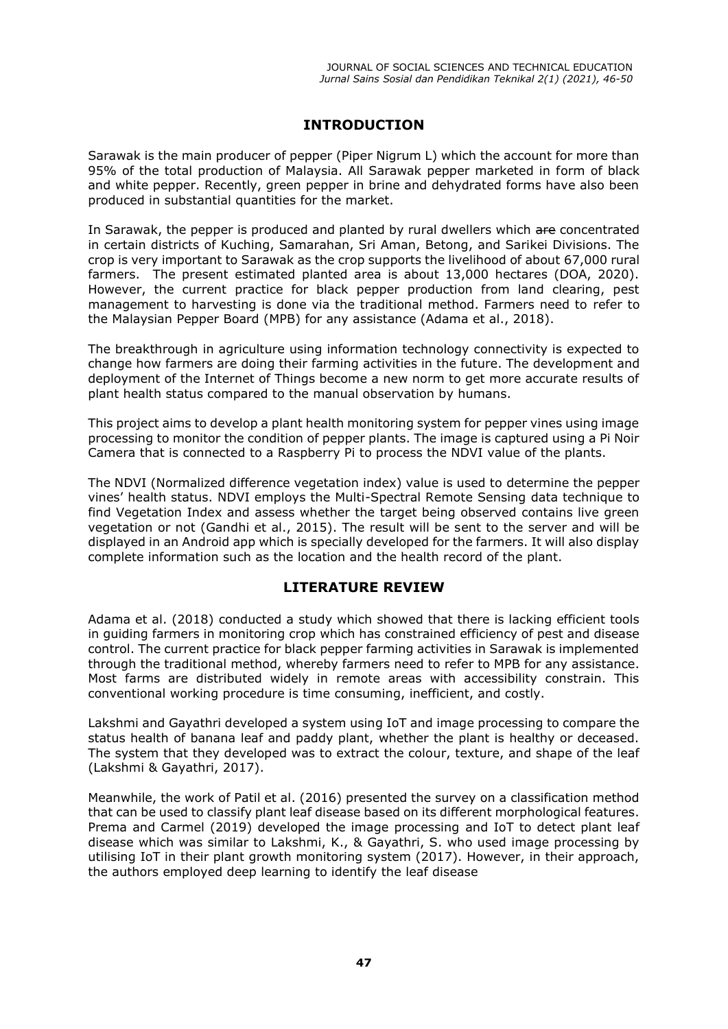## INTRODUCTION

Sarawak is the main producer of pepper (Piper Nigrum L) which the account for more than 95% of the total production of Malaysia. All Sarawak pepper marketed in form of black and white pepper. Recently, green pepper in brine and dehydrated forms have also been produced in substantial quantities for the market.

In Sarawak, the pepper is produced and planted by rural dwellers which ~~are~~ concentrated in certain districts of Kuching, Samarahan, Sri Aman, Betong, and Sarikei Divisions. The crop is very important to Sarawak as the crop supports the livelihood of about 67,000 rural farmers. The present estimated planted area is about 13,000 hectares (DOA, 2020). However, the current practice for black pepper production from land clearing, pest management to harvesting is done via the traditional method. Farmers need to refer to the Malaysian Pepper Board (MPB) for any assistance (Adama et al., 2018).

The breakthrough in agriculture using information technology connectivity is expected to change how farmers are doing their farming activities in the future. The development and deployment of the Internet of Things become a new norm to get more accurate results of plant health status compared to the manual observation by humans.

This project aims to develop a plant health monitoring system for pepper vines using image processing to monitor the condition of pepper plants. The image is captured using a Pi Noir Camera that is connected to a Raspberry Pi to process the NDVI value of the plants.

The NDVI (Normalized difference vegetation index) value is used to determine the pepper vines' health status. NDVI employs the Multi-Spectral Remote Sensing data technique to find Vegetation Index and assess whether the target being observed contains live green vegetation or not (Gandhi et al., 2015). The result will be sent to the server and will be displayed in an Android app which is specially developed for the farmers. It will also display complete information such as the location and the health record of the plant.

## LITERATURE REVIEW

Adama et al. (2018) conducted a study which showed that there is lacking efficient tools in guiding farmers in monitoring crop which has constrained efficiency of pest and disease control. The current practice for black pepper farming activities in Sarawak is implemented through the traditional method, whereby farmers need to refer to MPB for any assistance. Most farms are distributed widely in remote areas with accessibility constrain. This conventional working procedure is time consuming, inefficient, and costly.

Lakshmi and Gayathri developed a system using IoT and image processing to compare the status health of banana leaf and paddy plant, whether the plant is healthy or deceased. The system that they developed was to extract the colour, texture, and shape of the leaf (Lakshmi & Gayathri, 2017).

Meanwhile, the work of Patil et al. (2016) presented the survey on a classification method that can be used to classify plant leaf disease based on its different morphological features. Prema and Carmel (2019) developed the image processing and IoT to detect plant leaf disease which was similar to Lakshmi, K., & Gayathri, S. who used image processing by utilising IoT in their plant growth monitoring system (2017). However, in their approach, the authors employed deep learning to identify the leaf disease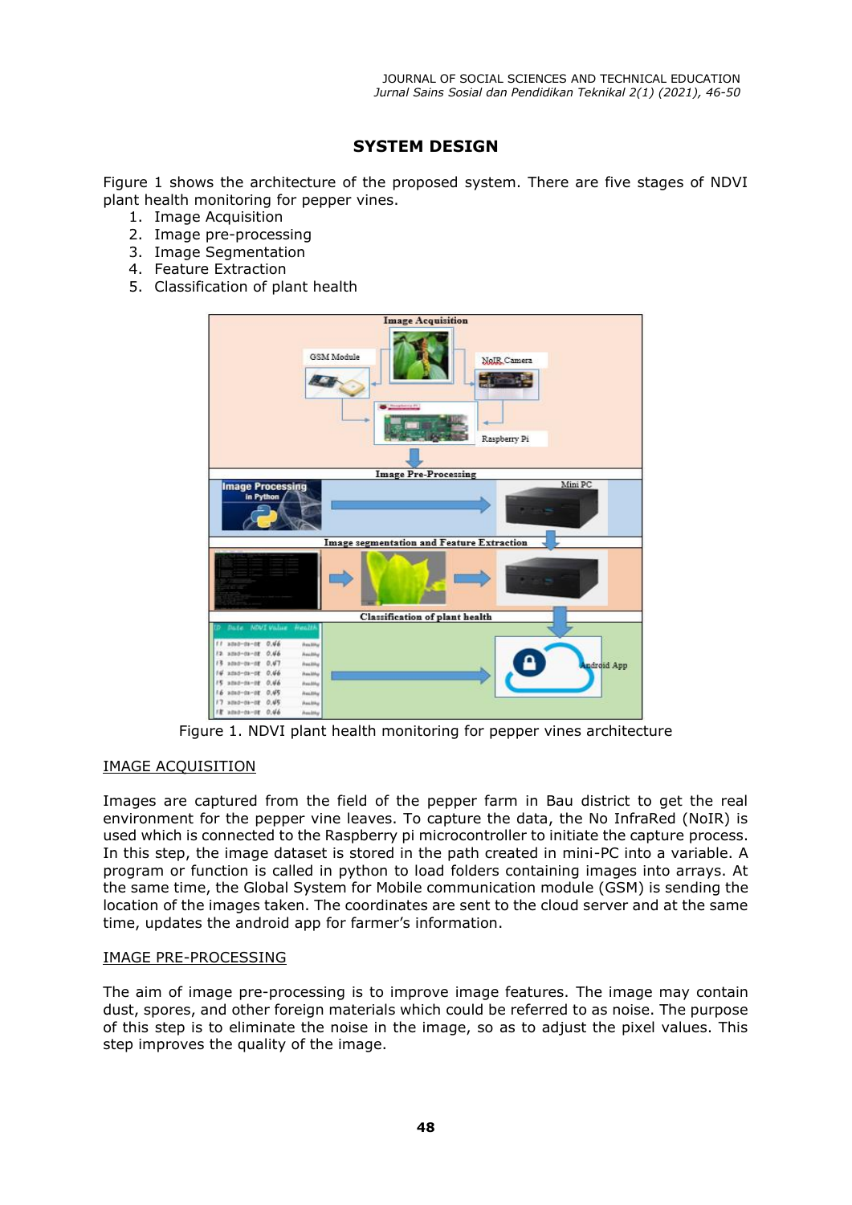## SYSTEM DESIGN

Figure 1 shows the architecture of the proposed system. There are five stages of NDVI plant health monitoring for pepper vines.

1. Image Acquisition
2. Image pre-processing
3. Image Segmentation
4. Feature Extraction
5. Classification of plant health

Figure 1. NDVI plant health monitoring for pepper vines architecture

### IMAGE ACQUISITION

Images are captured from the field of the pepper farm in Bau district to get the real environment for the pepper vine leaves. To capture the data, the No InfraRed (NoIR) is used which is connected to the Raspberry pi microcontroller to initiate the capture process. In this step, the image dataset is stored in the path created in mini-PC into a variable. A program or function is called in python to load folders containing images into arrays. At the same time, the Global System for Mobile communication module (GSM) is sending the location of the images taken. The coordinates are sent to the cloud server and at the same time, updates the android app for farmer's information.

### IMAGE PRE-PROCESSING

The aim of image pre-processing is to improve image features. The image may contain dust, spores, and other foreign materials which could be referred to as noise. The purpose of this step is to eliminate the noise in the image, so as to adjust the pixel values. This step improves the quality of the image.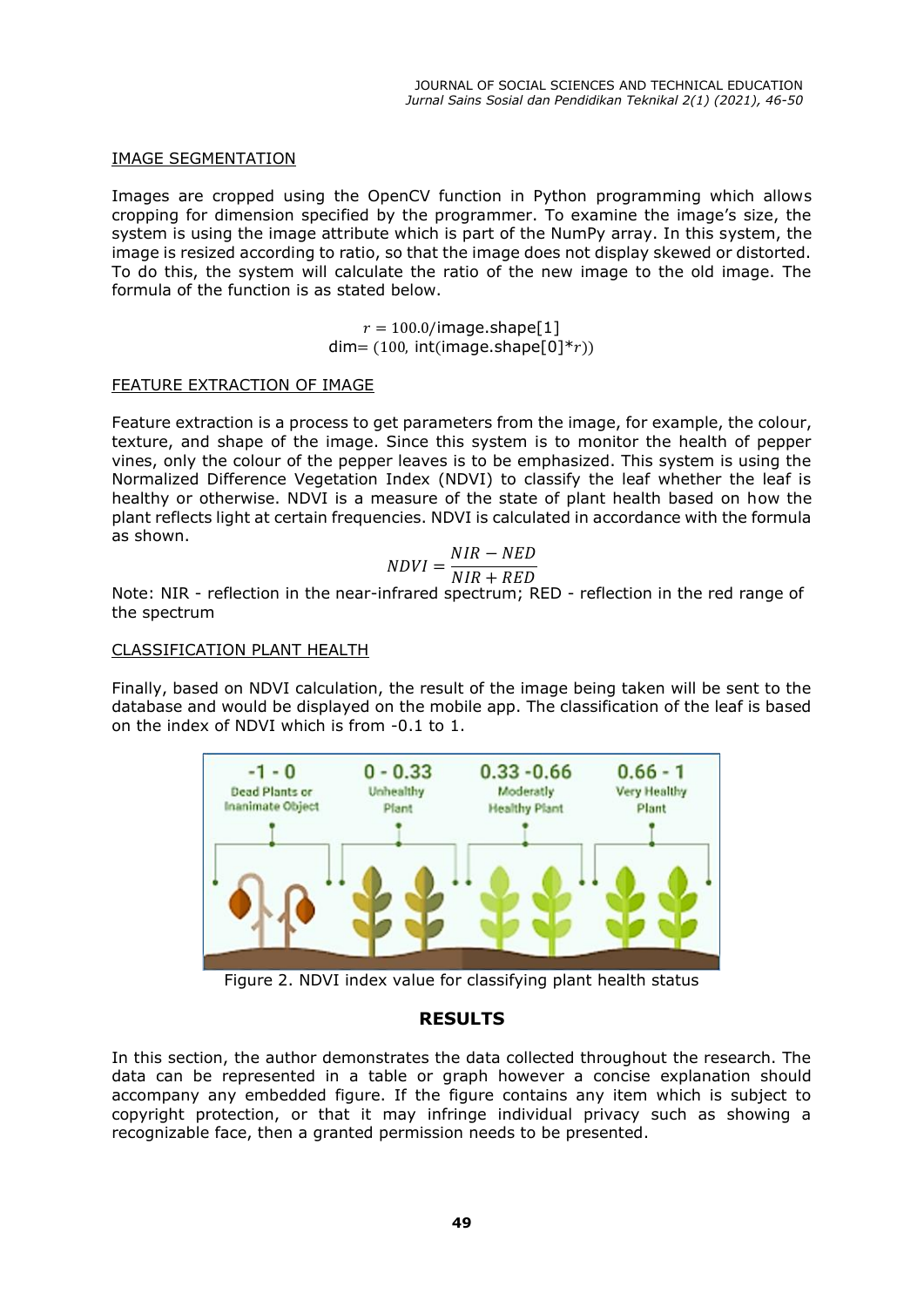## IMAGE SEGMENTATION

Images are cropped using the OpenCV function in Python programming which allows cropping for dimension specified by the programmer. To examine the image's size, the system is using the image attribute which is part of the NumPy array. In this system, the image is resized according to ratio, so that the image does not display skewed or distorted. To do this, the system will calculate the ratio of the new image to the old image. The formula of the function is as stated below.

$$r = 100.0/\text{image.shape[1]}$$
$$\text{dim} = (100,\ \text{int(image.shape[0]}*r))$$

## FEATURE EXTRACTION OF IMAGE

Feature extraction is a process to get parameters from the image, for example, the colour, texture, and shape of the image. Since this system is to monitor the health of pepper vines, only the colour of the pepper leaves is to be emphasized. This system is using the Normalized Difference Vegetation Index (NDVI) to classify the leaf whether the leaf is healthy or otherwise. NDVI is a measure of the state of plant health based on how the plant reflects light at certain frequencies. NDVI is calculated in accordance with the formula as shown.

$$NDVI = \frac{NIR - NED}{NIR + RED}$$

Note: NIR - reflection in the near-infrared spectrum; RED - reflection in the red range of the spectrum

## CLASSIFICATION PLANT HEALTH

Finally, based on NDVI calculation, the result of the image being taken will be sent to the database and would be displayed on the mobile app. The classification of the leaf is based on the index of NDVI which is from -0.1 to 1.

| -1 - 0 | 0 - 0.33 | 0.33 -0.66 | 0.66 - 1 |
|---|---|---|---|
| Dead Plants or Inanimate Object | Unhealthy Plant | Moderatly Healthy Plant | Very Healthy Plant |

Figure 2. NDVI index value for classifying plant health status

# RESULTS

In this section, the author demonstrates the data collected throughout the research. The data can be represented in a table or graph however a concise explanation should accompany any embedded figure. If the figure contains any item which is subject to copyright protection, or that it may infringe individual privacy such as showing a recognizable face, then a granted permission needs to be presented.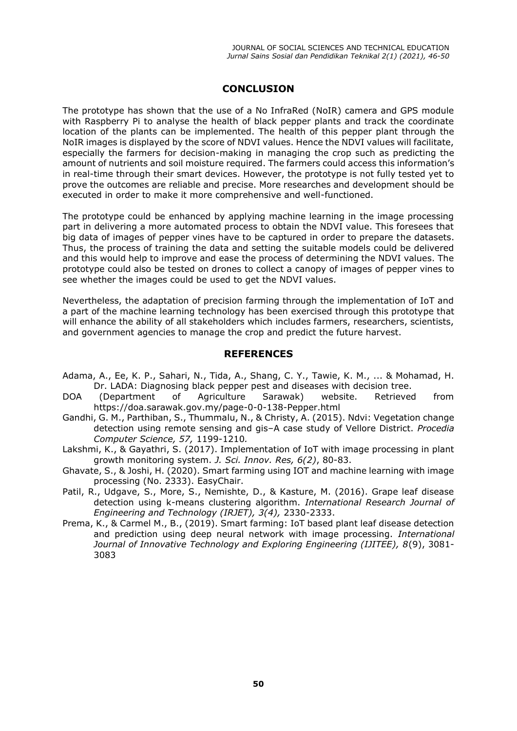## CONCLUSION

The prototype has shown that the use of a No InfraRed (NoIR) camera and GPS module with Raspberry Pi to analyse the health of black pepper plants and track the coordinate location of the plants can be implemented. The health of this pepper plant through the NoIR images is displayed by the score of NDVI values. Hence the NDVI values will facilitate, especially the farmers for decision-making in managing the crop such as predicting the amount of nutrients and soil moisture required. The farmers could access this information's in real-time through their smart devices. However, the prototype is not fully tested yet to prove the outcomes are reliable and precise. More researches and development should be executed in order to make it more comprehensive and well-functioned.

The prototype could be enhanced by applying machine learning in the image processing part in delivering a more automated process to obtain the NDVI value. This foresees that big data of images of pepper vines have to be captured in order to prepare the datasets. Thus, the process of training the data and setting the suitable models could be delivered and this would help to improve and ease the process of determining the NDVI values. The prototype could also be tested on drones to collect a canopy of images of pepper vines to see whether the images could be used to get the NDVI values.

Nevertheless, the adaptation of precision farming through the implementation of IoT and a part of the machine learning technology has been exercised through this prototype that will enhance the ability of all stakeholders which includes farmers, researchers, scientists, and government agencies to manage the crop and predict the future harvest.

## REFERENCES

Adama, A., Ee, K. P., Sahari, N., Tida, A., Shang, C. Y., Tawie, K. M., ... & Mohamad, H. Dr. LADA: Diagnosing black pepper pest and diseases with decision tree.

DOA (Department of Agriculture Sarawak) website. Retrieved from https://doa.sarawak.gov.my/page-0-0-138-Pepper.html

Gandhi, G. M., Parthiban, S., Thummalu, N., & Christy, A. (2015). Ndvi: Vegetation change detection using remote sensing and gis–A case study of Vellore District. *Procedia Computer Science, 57,* 1199-1210*.*

Lakshmi, K., & Gayathri, S. (2017). Implementation of IoT with image processing in plant growth monitoring system. *J. Sci. Innov. Res, 6(2)*, 80-83.

Ghavate, S., & Joshi, H. (2020). Smart farming using IOT and machine learning with image processing (No. 2333). EasyChair.

Patil, R., Udgave, S., More, S., Nemishte, D., & Kasture, M. (2016). Grape leaf disease detection using k-means clustering algorithm. *International Research Journal of Engineering and Technology (IRJET), 3(4),* 2330-2333.

Prema, K., & Carmel M., B., (2019). Smart farming: IoT based plant leaf disease detection and prediction using deep neural network with image processing. *International Journal of Innovative Technology and Exploring Engineering (IJITEE), 8*(9), 3081-3083